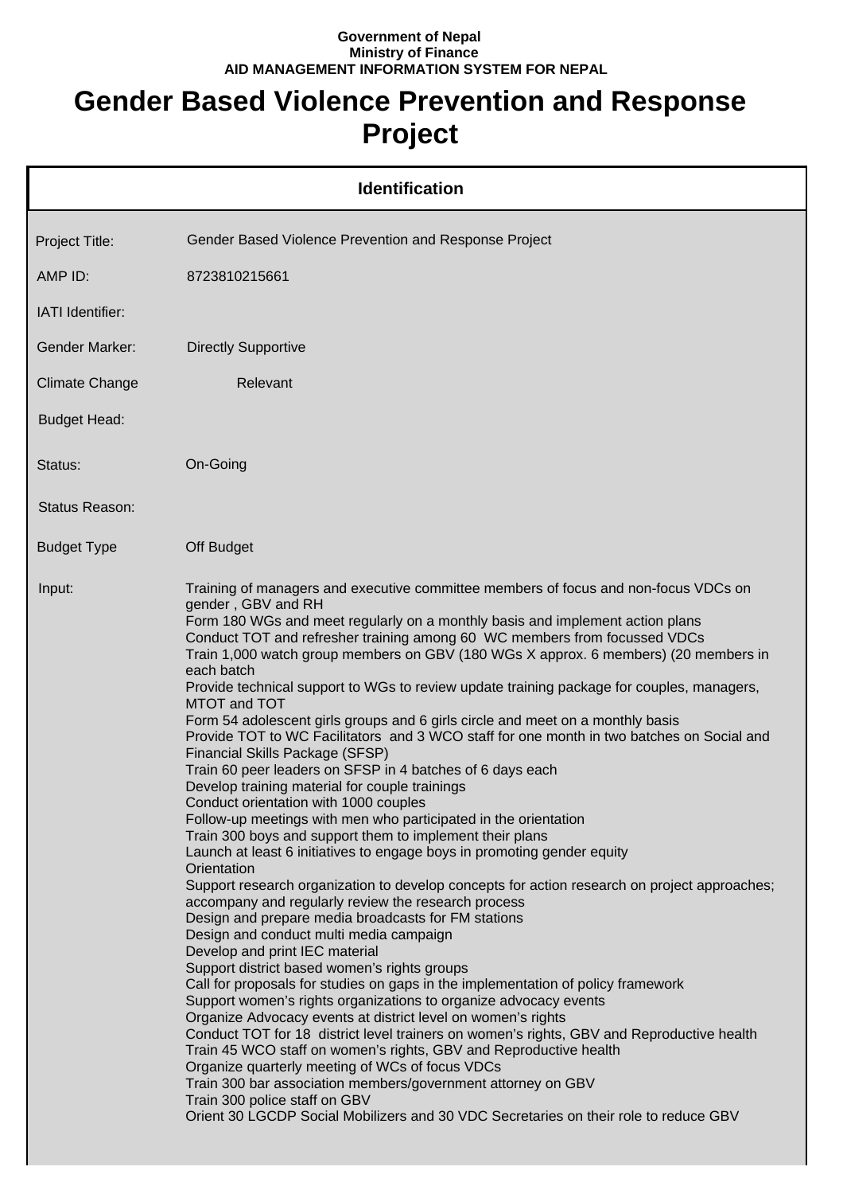**Government of Nepal**
**Ministry of Finance**
**AID MANAGEMENT INFORMATION SYSTEM FOR NEPAL**

# Gender Based Violence Prevention and Response Project

## Identification

| | |
|---|---|
| Project Title: | Gender Based Violence Prevention and Response Project |
| AMP ID: | 8723810215661 |
| IATI Identifier: | |
| Gender Marker: | Directly Supportive |
| Climate Change | Relevant |
| Budget Head: | |
| Status: | On-Going |
| Status Reason: | |
| Budget Type | Off Budget |

Input:

Training of managers and executive committee members of focus and non-focus VDCs on gender , GBV and RH
Form 180 WGs and meet regularly on a monthly basis and implement action plans
Conduct TOT and refresher training among 60 WC members from focussed VDCs
Train 1,000 watch group members on GBV (180 WGs X approx. 6 members) (20 members in each batch
Provide technical support to WGs to review update training package for couples, managers, MTOT and TOT
Form 54 adolescent girls groups and 6 girls circle and meet on a monthly basis
Provide TOT to WC Facilitators and 3 WCO staff for one month in two batches on Social and Financial Skills Package (SFSP)
Train 60 peer leaders on SFSP in 4 batches of 6 days each
Develop training material for couple trainings
Conduct orientation with 1000 couples
Follow-up meetings with men who participated in the orientation
Train 300 boys and support them to implement their plans
Launch at least 6 initiatives to engage boys in promoting gender equity
Orientation
Support research organization to develop concepts for action research on project approaches; accompany and regularly review the research process
Design and prepare media broadcasts for FM stations
Design and conduct multi media campaign
Develop and print IEC material
Support district based women's rights groups
Call for proposals for studies on gaps in the implementation of policy framework
Support women's rights organizations to organize advocacy events
Organize Advocacy events at district level on women's rights
Conduct TOT for 18 district level trainers on women's rights, GBV and Reproductive health
Train 45 WCO staff on women's rights, GBV and Reproductive health
Organize quarterly meeting of WCs of focus VDCs
Train 300 bar association members/government attorney on GBV
Train 300 police staff on GBV
Orient 30 LGCDP Social Mobilizers and 30 VDC Secretaries on their role to reduce GBV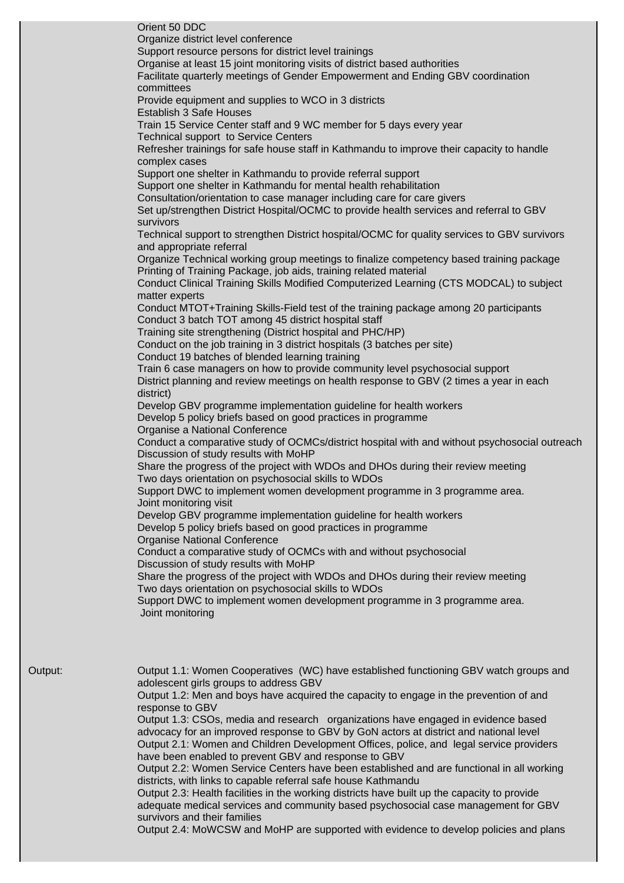| | |
|---|---|
| | Orient 50 DDC<br>Organize district level conference<br>Support resource persons for district level trainings<br>Organise at least 15 joint monitoring visits of district based authorities<br>Facilitate quarterly meetings of Gender Empowerment and Ending GBV coordination committees<br>Provide equipment and supplies to WCO in 3 districts<br>Establish 3 Safe Houses<br>Train 15 Service Center staff and 9 WC member for 5 days every year<br>Technical support to Service Centers<br>Refresher trainings for safe house staff in Kathmandu to improve their capacity to handle complex cases<br>Support one shelter in Kathmandu to provide referral support<br>Support one shelter in Kathmandu for mental health rehabilitation<br>Consultation/orientation to case manager including care for care givers<br>Set up/strengthen District Hospital/OCMC to provide health services and referral to GBV survivors<br>Technical support to strengthen District hospital/OCMC for quality services to GBV survivors and appropriate referral<br>Organize Technical working group meetings to finalize competency based training package<br>Printing of Training Package, job aids, training related material<br>Conduct Clinical Training Skills Modified Computerized Learning (CTS MODCAL) to subject matter experts<br>Conduct MTOT+Training Skills-Field test of the training package among 20 participants<br>Conduct 3 batch TOT among 45 district hospital staff<br>Training site strengthening (District hospital and PHC/HP)<br>Conduct on the job training in 3 district hospitals (3 batches per site)<br>Conduct 19 batches of blended learning training<br>Train 6 case managers on how to provide community level psychosocial support<br>District planning and review meetings on health response to GBV (2 times a year in each district)<br>Develop GBV programme implementation guideline for health workers<br>Develop 5 policy briefs based on good practices in programme<br>Organise a National Conference<br>Conduct a comparative study of OCMCs/district hospital with and without psychosocial outreach<br>Discussion of study results with MoHP<br>Share the progress of the project with WDOs and DHOs during their review meeting<br>Two days orientation on psychosocial skills to WDOs<br>Support DWC to implement women development programme in 3 programme area.<br>Joint monitoring visit<br>Develop GBV programme implementation guideline for health workers<br>Develop 5 policy briefs based on good practices in programme<br>Organise National Conference<br>Conduct a comparative study of OCMCs with and without psychosocial<br>Discussion of study results with MoHP<br>Share the progress of the project with WDOs and DHOs during their review meeting<br>Two days orientation on psychosocial skills to WDOs<br>Support DWC to implement women development programme in 3 programme area.<br>Joint monitoring |
| Output: | Output 1.1: Women Cooperatives (WC) have established functioning GBV watch groups and adolescent girls groups to address GBV<br>Output 1.2: Men and boys have acquired the capacity to engage in the prevention of and response to GBV<br>Output 1.3: CSOs, media and research organizations have engaged in evidence based advocacy for an improved response to GBV by GoN actors at district and national level<br>Output 2.1: Women and Children Development Offices, police, and legal service providers have been enabled to prevent GBV and response to GBV<br>Output 2.2: Women Service Centers have been established and are functional in all working districts, with links to capable referral safe house Kathmandu<br>Output 2.3: Health facilities in the working districts have built up the capacity to provide adequate medical services and community based psychosocial case management for GBV survivors and their families<br>Output 2.4: MoWCSW and MoHP are supported with evidence to develop policies and plans |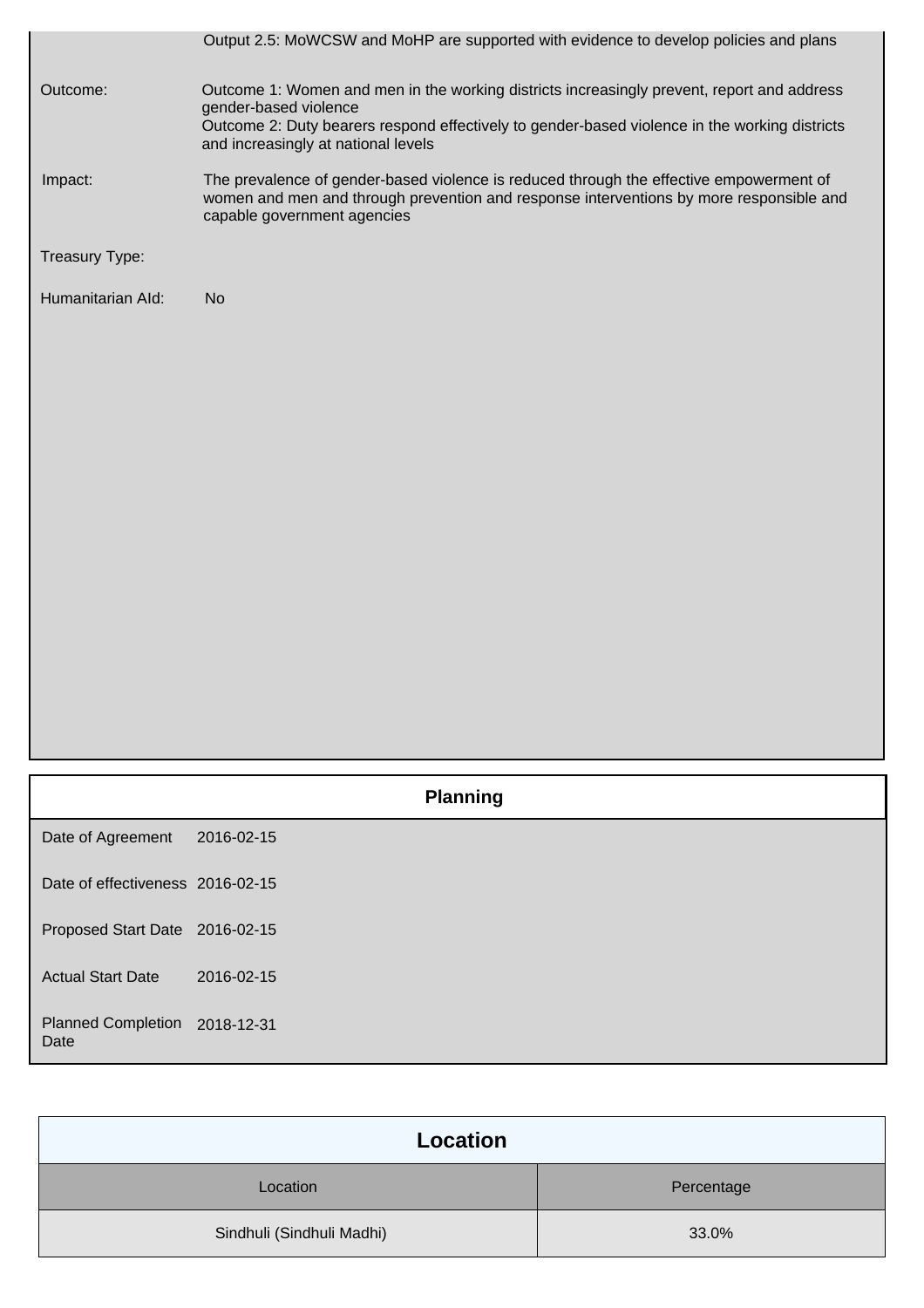| | |
|---|---|
| | Output 2.5: MoWCSW and MoHP are supported with evidence to develop policies and plans |
| Outcome: | Outcome 1: Women and men in the working districts increasingly prevent, report and address gender-based violence<br>Outcome 2: Duty bearers respond effectively to gender-based violence in the working districts and increasingly at national levels |
| Impact: | The prevalence of gender-based violence is reduced through the effective empowerment of women and men and through prevention and response interventions by more responsible and capable government agencies |
| Treasury Type: | |
| Humanitarian AId: | No |

## Planning

| | |
|---|---|
| Date of Agreement | 2016-02-15 |
| Date of effectiveness | 2016-02-15 |
| Proposed Start Date | 2016-02-15 |
| Actual Start Date | 2016-02-15 |
| Planned Completion Date | 2018-12-31 |

## Location

| Location | Percentage |
|---|---|
| Sindhuli (Sindhuli Madhi) | 33.0% |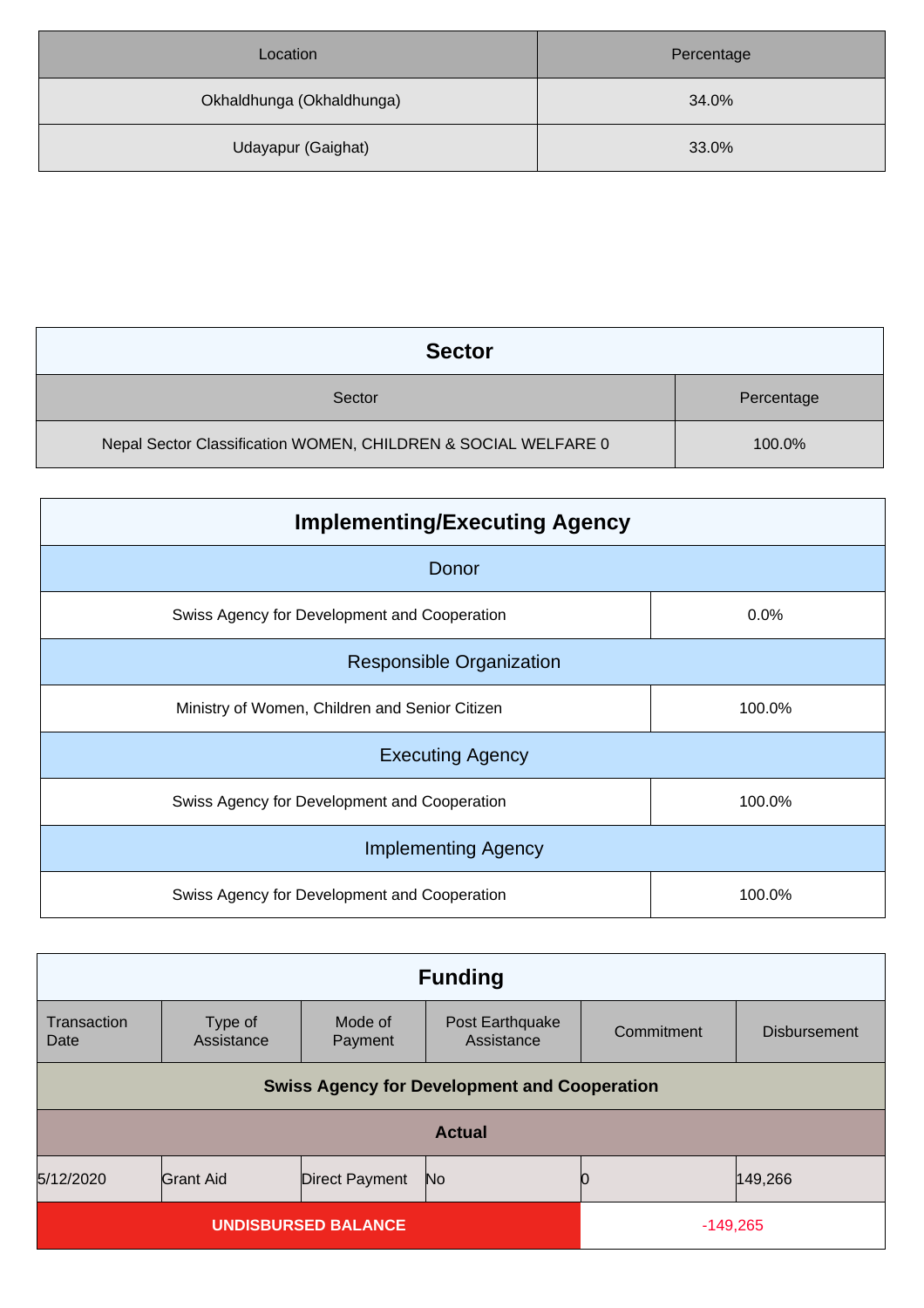| Location | Percentage |
| --- | --- |
| Okhaldhunga (Okhaldhunga) | 34.0% |
| Udayapur (Gaighat) | 33.0% |

## Sector

| Sector | Percentage |
| --- | --- |
| Nepal Sector Classification WOMEN, CHILDREN & SOCIAL WELFARE 0 | 100.0% |

## Implementing/Executing Agency

| | |
| --- | --- |
| **Donor** | |
| Swiss Agency for Development and Cooperation | 0.0% |
| **Responsible Organization** | |
| Ministry of Women, Children and Senior Citizen | 100.0% |
| **Executing Agency** | |
| Swiss Agency for Development and Cooperation | 100.0% |
| **Implementing Agency** | |
| Swiss Agency for Development and Cooperation | 100.0% |

## Funding

| Transaction Date | Type of Assistance | Mode of Payment | Post Earthquake Assistance | Commitment | Disbursement |
| --- | --- | --- | --- | --- | --- |
| **Swiss Agency for Development and Cooperation** | | | | | |
| **Actual** | | | | | |
| 5/12/2020 | Grant Aid | Direct Payment | No | 0 | 149,266 |
| **UNDISBURSED BALANCE** | | | | -149,265 | |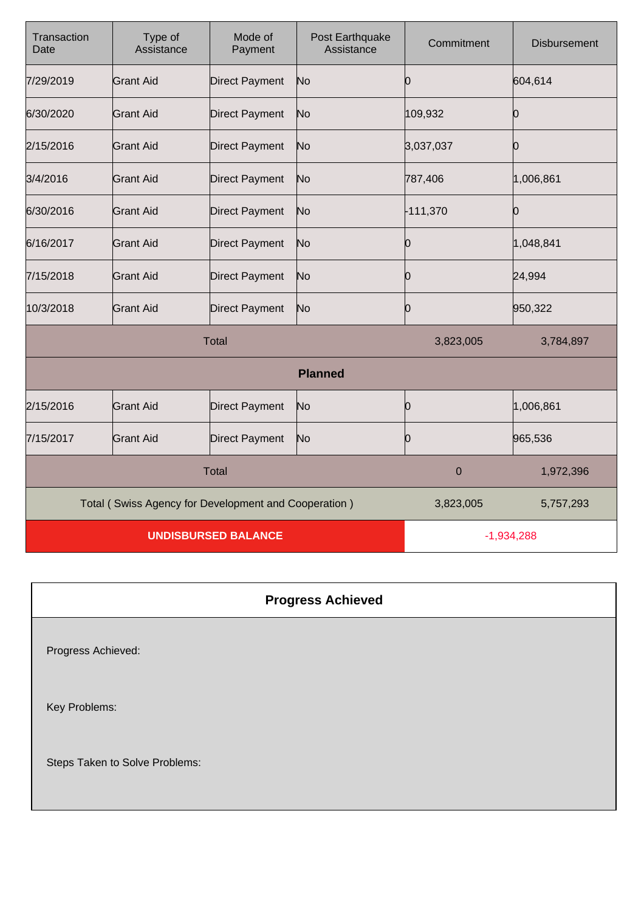| Transaction Date | Type of Assistance | Mode of Payment | Post Earthquake Assistance | Commitment | Disbursement |
|---|---|---|---|---|---|
| 7/29/2019 | Grant Aid | Direct Payment | No | 0 | 604,614 |
| 6/30/2020 | Grant Aid | Direct Payment | No | 109,932 | 0 |
| 2/15/2016 | Grant Aid | Direct Payment | No | 3,037,037 | 0 |
| 3/4/2016 | Grant Aid | Direct Payment | No | 787,406 | 1,006,861 |
| 6/30/2016 | Grant Aid | Direct Payment | No | -111,370 | 0 |
| 6/16/2017 | Grant Aid | Direct Payment | No | 0 | 1,048,841 |
| 7/15/2018 | Grant Aid | Direct Payment | No | 0 | 24,994 |
| 10/3/2018 | Grant Aid | Direct Payment | No | 0 | 950,322 |
| Total | | | | 3,823,005 | 3,784,897 |
| **Planned** | | | | | |
| 2/15/2016 | Grant Aid | Direct Payment | No | 0 | 1,006,861 |
| 7/15/2017 | Grant Aid | Direct Payment | No | 0 | 965,536 |
| Total | | | | 0 | 1,972,396 |
| Total ( Swiss Agency for Development and Cooperation ) | | | | 3,823,005 | 5,757,293 |
| **UNDISBURSED BALANCE** | | | | -1,934,288 | |

## Progress Achieved

Progress Achieved:

Key Problems:

Steps Taken to Solve Problems: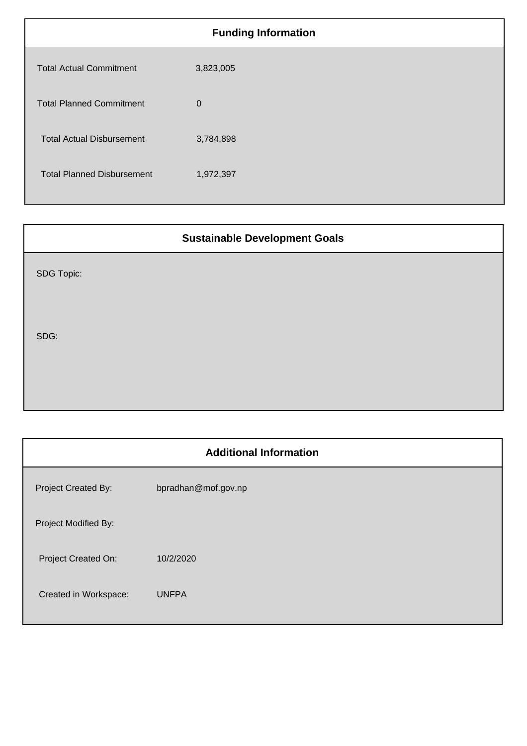## Funding Information

| | |
|---|---|
| Total Actual Commitment | 3,823,005 |
| Total Planned Commitment | 0 |
| Total Actual Disbursement | 3,784,898 |
| Total Planned Disbursement | 1,972,397 |

## Sustainable Development Goals

SDG Topic:

SDG:

## Additional Information

| | |
|---|---|
| Project Created By: | bpradhan@mof.gov.np |
| Project Modified By: | |
| Project Created On: | 10/2/2020 |
| Created in Workspace: | UNFPA |